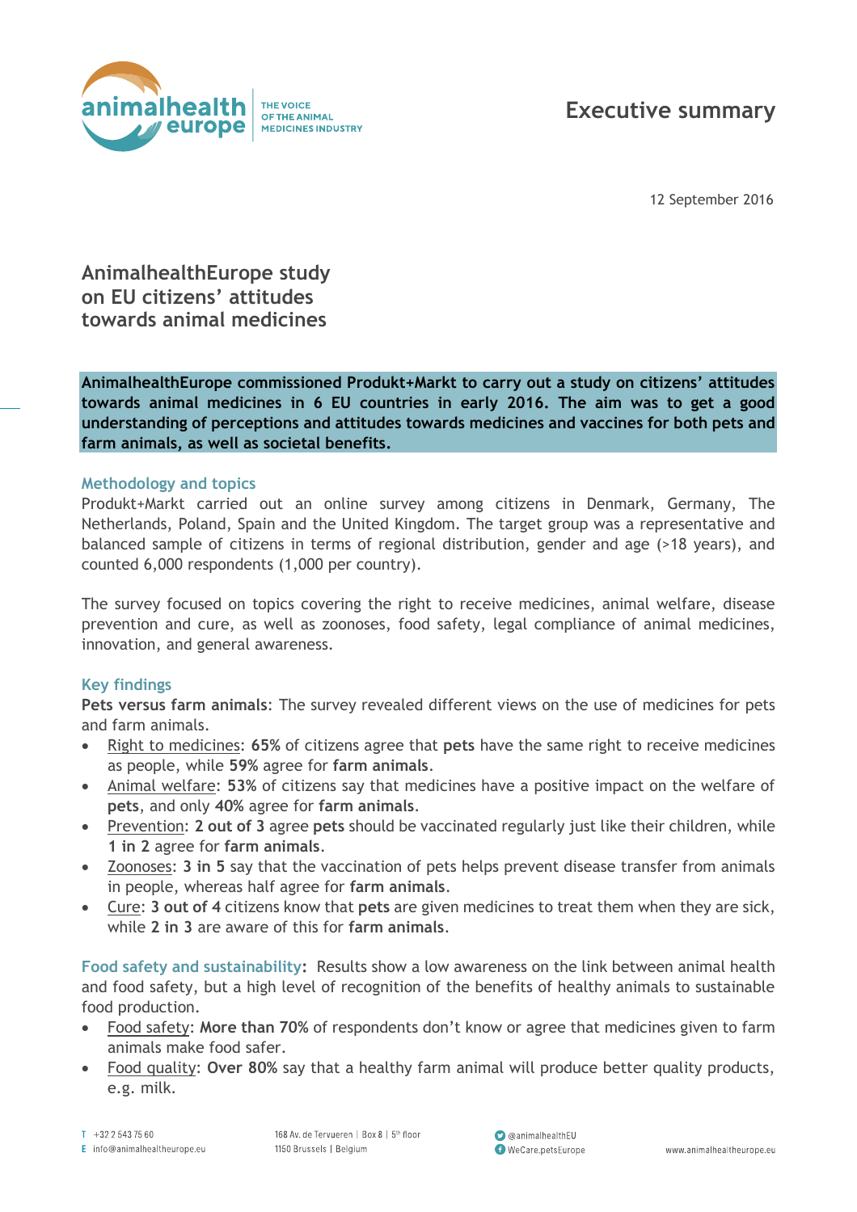# Executive summary

12 September 2016

## AnimalhealthEurope study on EU citizens' attitudes towards animal medicines

**AnimalhealthEurope commissioned Produkt+Markt to carry out a study on citizens' attitudes towards animal medicines in 6 EU countries in early 2016. The aim was to get a good understanding of perceptions and attitudes towards medicines and vaccines for both pets and farm animals, as well as societal benefits.**

### Methodology and topics

Produkt+Markt carried out an online survey among citizens in Denmark, Germany, The Netherlands, Poland, Spain and the United Kingdom. The target group was a representative and balanced sample of citizens in terms of regional distribution, gender and age (>18 years), and counted 6,000 respondents (1,000 per country).

The survey focused on topics covering the right to receive medicines, animal welfare, disease prevention and cure, as well as zoonoses, food safety, legal compliance of animal medicines, innovation, and general awareness.

### Key findings

**Pets versus farm animals**: The survey revealed different views on the use of medicines for pets and farm animals.

- Right to medicines: **65%** of citizens agree that **pets** have the same right to receive medicines as people, while **59%** agree for **farm animals**.
- Animal welfare: **53%** of citizens say that medicines have a positive impact on the welfare of **pets**, and only **40%** agree for **farm animals**.
- Prevention: **2 out of 3** agree **pets** should be vaccinated regularly just like their children, while **1 in 2** agree for **farm animals**.
- Zoonoses: **3 in 5** say that the vaccination of pets helps prevent disease transfer from animals in people, whereas half agree for **farm animals**.
- Cure: **3 out of 4** citizens know that **pets** are given medicines to treat them when they are sick, while **2 in 3** are aware of this for **farm animals**.

**Food safety and sustainability:** Results show a low awareness on the link between animal health and food safety, but a high level of recognition of the benefits of healthy animals to sustainable food production.

- Food safety: **More than 70%** of respondents don't know or agree that medicines given to farm animals make food safer.
- Food quality: **Over 80%** say that a healthy farm animal will produce better quality products, e.g. milk.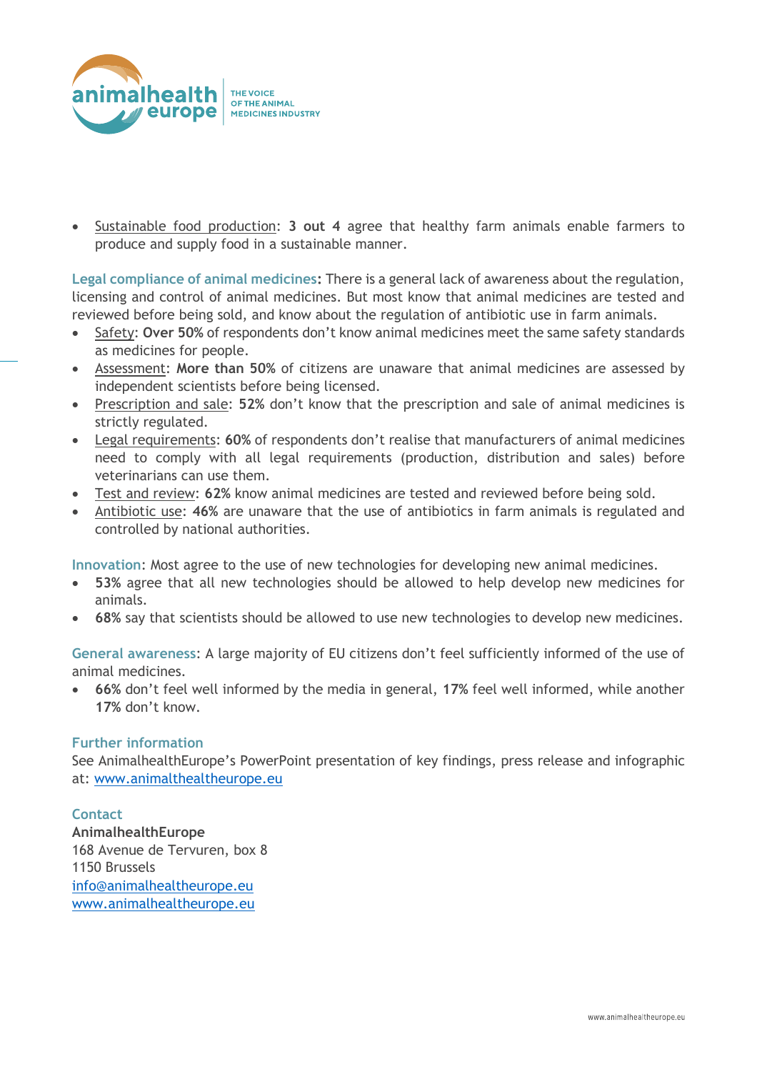- Sustainable food production: **3 out 4** agree that healthy farm animals enable farmers to produce and supply food in a sustainable manner.

**Legal compliance of animal medicines:** There is a general lack of awareness about the regulation, licensing and control of animal medicines. But most know that animal medicines are tested and reviewed before being sold, and know about the regulation of antibiotic use in farm animals.

- Safety: **Over 50%** of respondents don't know animal medicines meet the same safety standards as medicines for people.
- Assessment: **More than 50%** of citizens are unaware that animal medicines are assessed by independent scientists before being licensed.
- Prescription and sale: **52%** don't know that the prescription and sale of animal medicines is strictly regulated.
- Legal requirements: **60%** of respondents don't realise that manufacturers of animal medicines need to comply with all legal requirements (production, distribution and sales) before veterinarians can use them.
- Test and review: **62%** know animal medicines are tested and reviewed before being sold.
- Antibiotic use: **46%** are unaware that the use of antibiotics in farm animals is regulated and controlled by national authorities.

**Innovation**: Most agree to the use of new technologies for developing new animal medicines.

- **53%** agree that all new technologies should be allowed to help develop new medicines for animals.
- **68%** say that scientists should be allowed to use new technologies to develop new medicines.

**General awareness**: A large majority of EU citizens don't feel sufficiently informed of the use of animal medicines.

- **66%** don't feel well informed by the media in general, **17%** feel well informed, while another **17%** don't know.

### Further information

See AnimalhealthEurope's PowerPoint presentation of key findings, press release and infographic at: www.animalhealtheurope.eu

### Contact

**AnimalhealthEurope**
168 Avenue de Tervuren, box 8
1150 Brussels
info@animalhealtheurope.eu
www.animalhealtheurope.eu